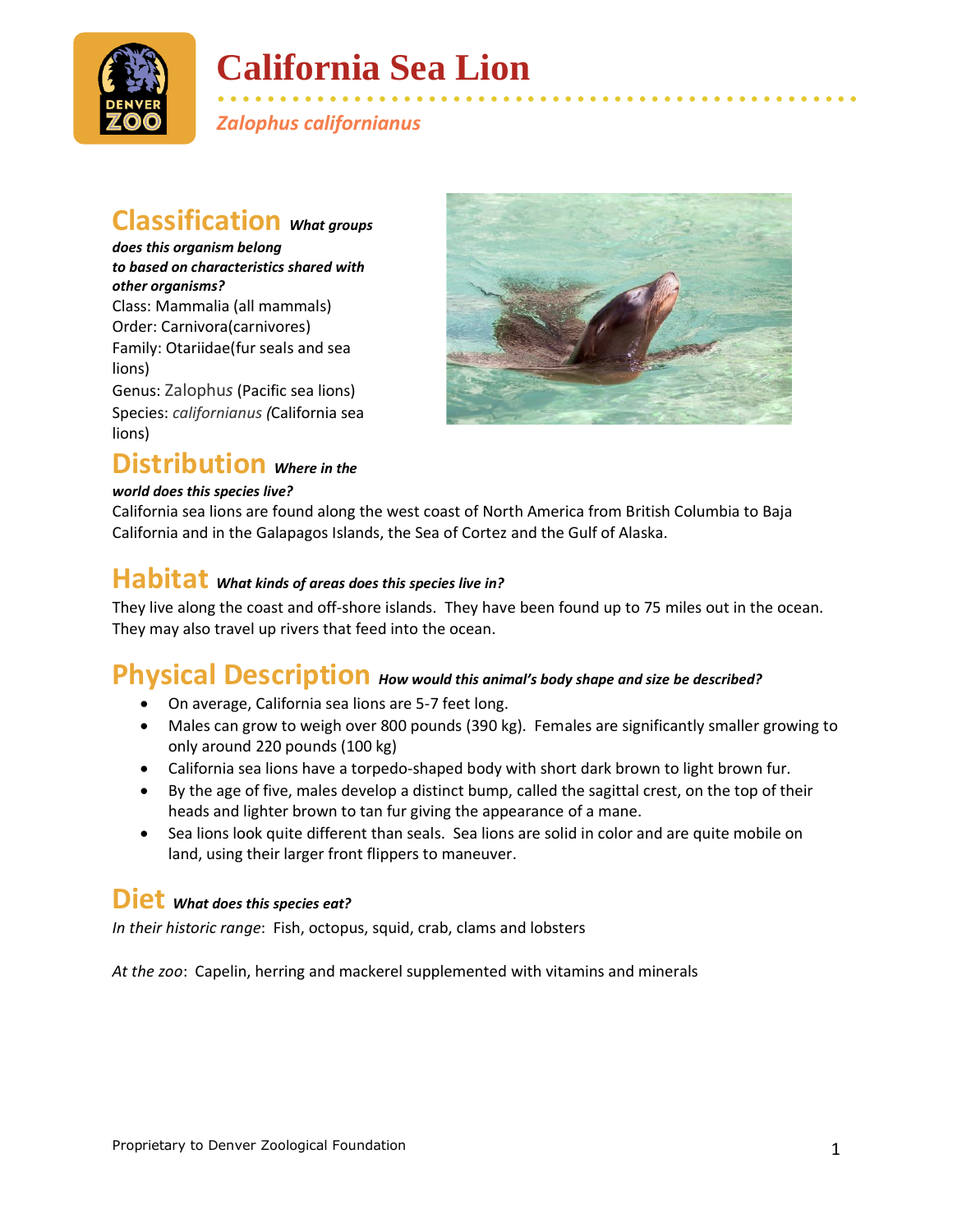# California Sea Lion

*Zalophus californianus*

## Classification *What groups does this organism belong to based on characteristics shared with other organisms?*

Class: Mammalia (all mammals)
Order: Carnivora(carnivores)
Family: Otariidae(fur seals and sea lions)
Genus: Zalophus (Pacific sea lions)
Species: *californianus* *(*California sea lions)

## Distribution *Where in the world does this species live?*

California sea lions are found along the west coast of North America from British Columbia to Baja California and in the Galapagos Islands, the Sea of Cortez and the Gulf of Alaska.

## Habitat *What kinds of areas does this species live in?*

They live along the coast and off-shore islands. They have been found up to 75 miles out in the ocean. They may also travel up rivers that feed into the ocean.

## Physical Description *How would this animal's body shape and size be described?*

- On average, California sea lions are 5-7 feet long.
- Males can grow to weigh over 800 pounds (390 kg). Females are significantly smaller growing to only around 220 pounds (100 kg)
- California sea lions have a torpedo-shaped body with short dark brown to light brown fur.
- By the age of five, males develop a distinct bump, called the sagittal crest, on the top of their heads and lighter brown to tan fur giving the appearance of a mane.
- Sea lions look quite different than seals. Sea lions are solid in color and are quite mobile on land, using their larger front flippers to maneuver.

## Diet *What does this species eat?*

*In their historic range*: Fish, octopus, squid, crab, clams and lobsters

*At the zoo*: Capelin, herring and mackerel supplemented with vitamins and minerals

Proprietary to Denver Zoological Foundation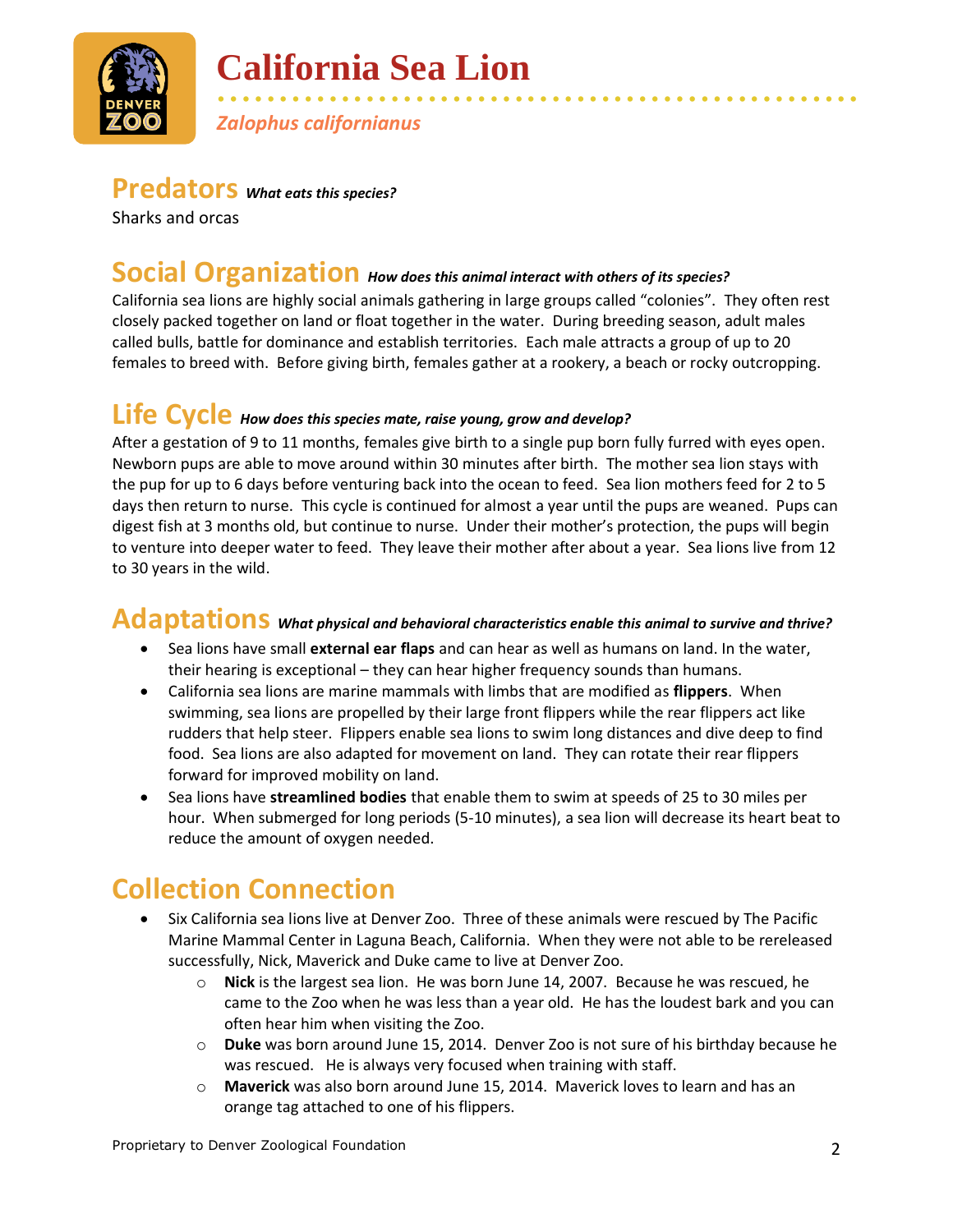# California Sea Lion

*Zalophus californianus*

## Predators *What eats this species?*

Sharks and orcas

## Social Organization *How does this animal interact with others of its species?*

California sea lions are highly social animals gathering in large groups called "colonies". They often rest closely packed together on land or float together in the water. During breeding season, adult males called bulls, battle for dominance and establish territories. Each male attracts a group of up to 20 females to breed with. Before giving birth, females gather at a rookery, a beach or rocky outcropping.

## Life Cycle *How does this species mate, raise young, grow and develop?*

After a gestation of 9 to 11 months, females give birth to a single pup born fully furred with eyes open. Newborn pups are able to move around within 30 minutes after birth. The mother sea lion stays with the pup for up to 6 days before venturing back into the ocean to feed. Sea lion mothers feed for 2 to 5 days then return to nurse. This cycle is continued for almost a year until the pups are weaned. Pups can digest fish at 3 months old, but continue to nurse. Under their mother's protection, the pups will begin to venture into deeper water to feed. They leave their mother after about a year. Sea lions live from 12 to 30 years in the wild.

## Adaptations *What physical and behavioral characteristics enable this animal to survive and thrive?*

- Sea lions have small **external ear flaps** and can hear as well as humans on land. In the water, their hearing is exceptional – they can hear higher frequency sounds than humans.
- California sea lions are marine mammals with limbs that are modified as **flippers**. When swimming, sea lions are propelled by their large front flippers while the rear flippers act like rudders that help steer. Flippers enable sea lions to swim long distances and dive deep to find food. Sea lions are also adapted for movement on land. They can rotate their rear flippers forward for improved mobility on land.
- Sea lions have **streamlined bodies** that enable them to swim at speeds of 25 to 30 miles per hour. When submerged for long periods (5-10 minutes), a sea lion will decrease its heart beat to reduce the amount of oxygen needed.

## Collection Connection

- Six California sea lions live at Denver Zoo. Three of these animals were rescued by The Pacific Marine Mammal Center in Laguna Beach, California. When they were not able to be rereleased successfully, Nick, Maverick and Duke came to live at Denver Zoo.
  - **Nick** is the largest sea lion. He was born June 14, 2007. Because he was rescued, he came to the Zoo when he was less than a year old. He has the loudest bark and you can often hear him when visiting the Zoo.
  - **Duke** was born around June 15, 2014. Denver Zoo is not sure of his birthday because he was rescued. He is always very focused when training with staff.
  - **Maverick** was also born around June 15, 2014. Maverick loves to learn and has an orange tag attached to one of his flippers.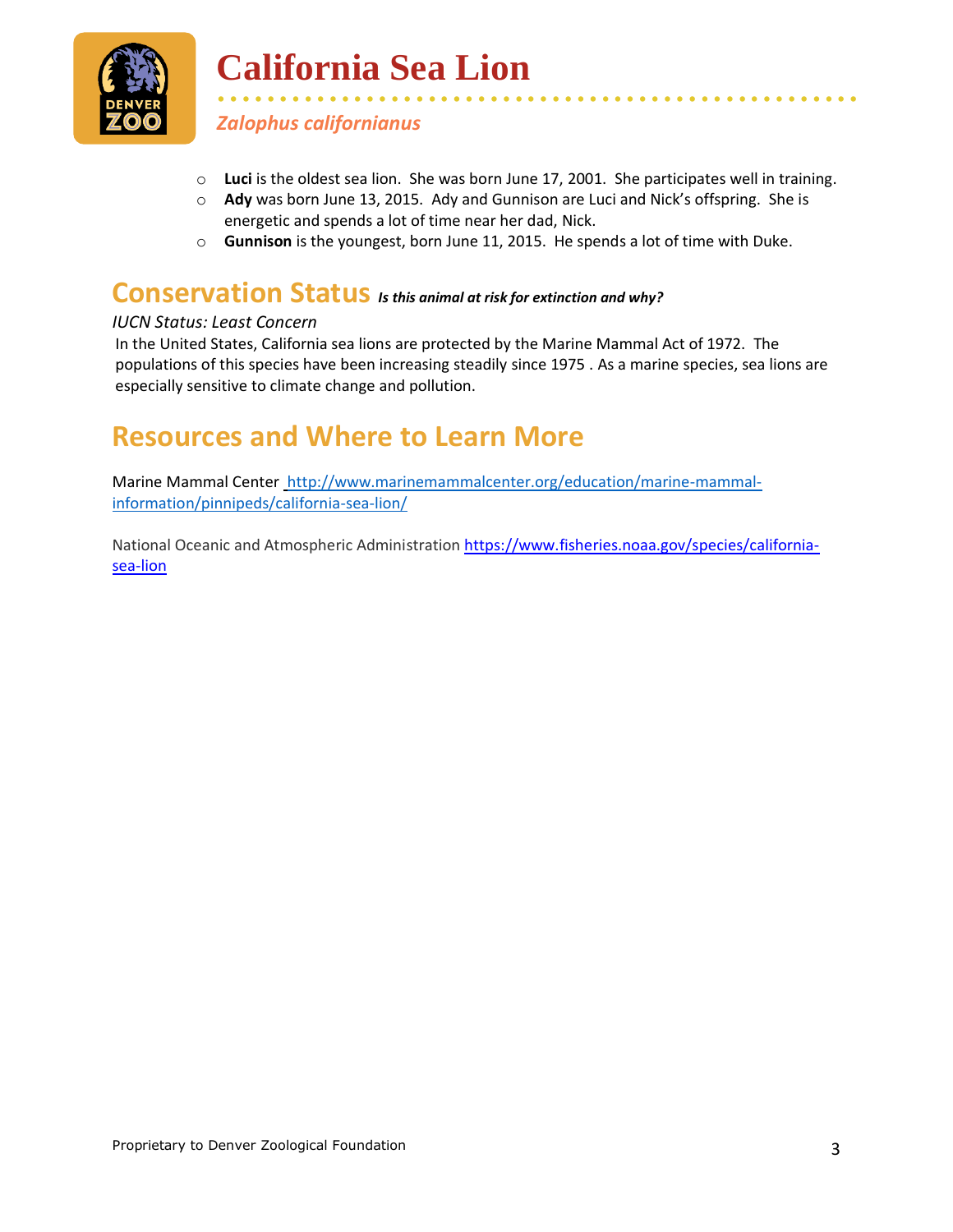# California Sea Lion

*Zalophus californianus*

- **Luci** is the oldest sea lion. She was born June 17, 2001. She participates well in training.
- **Ady** was born June 13, 2015. Ady and Gunnison are Luci and Nick's offspring. She is energetic and spends a lot of time near her dad, Nick.
- **Gunnison** is the youngest, born June 11, 2015. He spends a lot of time with Duke.

## Conservation Status *Is this animal at risk for extinction and why?*

*IUCN Status: Least Concern*

In the United States, California sea lions are protected by the Marine Mammal Act of 1972. The populations of this species have been increasing steadily since 1975 . As a marine species, sea lions are especially sensitive to climate change and pollution.

## Resources and Where to Learn More

Marine Mammal Center http://www.marinemammalcenter.org/education/marine-mammal-information/pinnipeds/california-sea-lion/

National Oceanic and Atmospheric Administration https://www.fisheries.noaa.gov/species/california-sea-lion